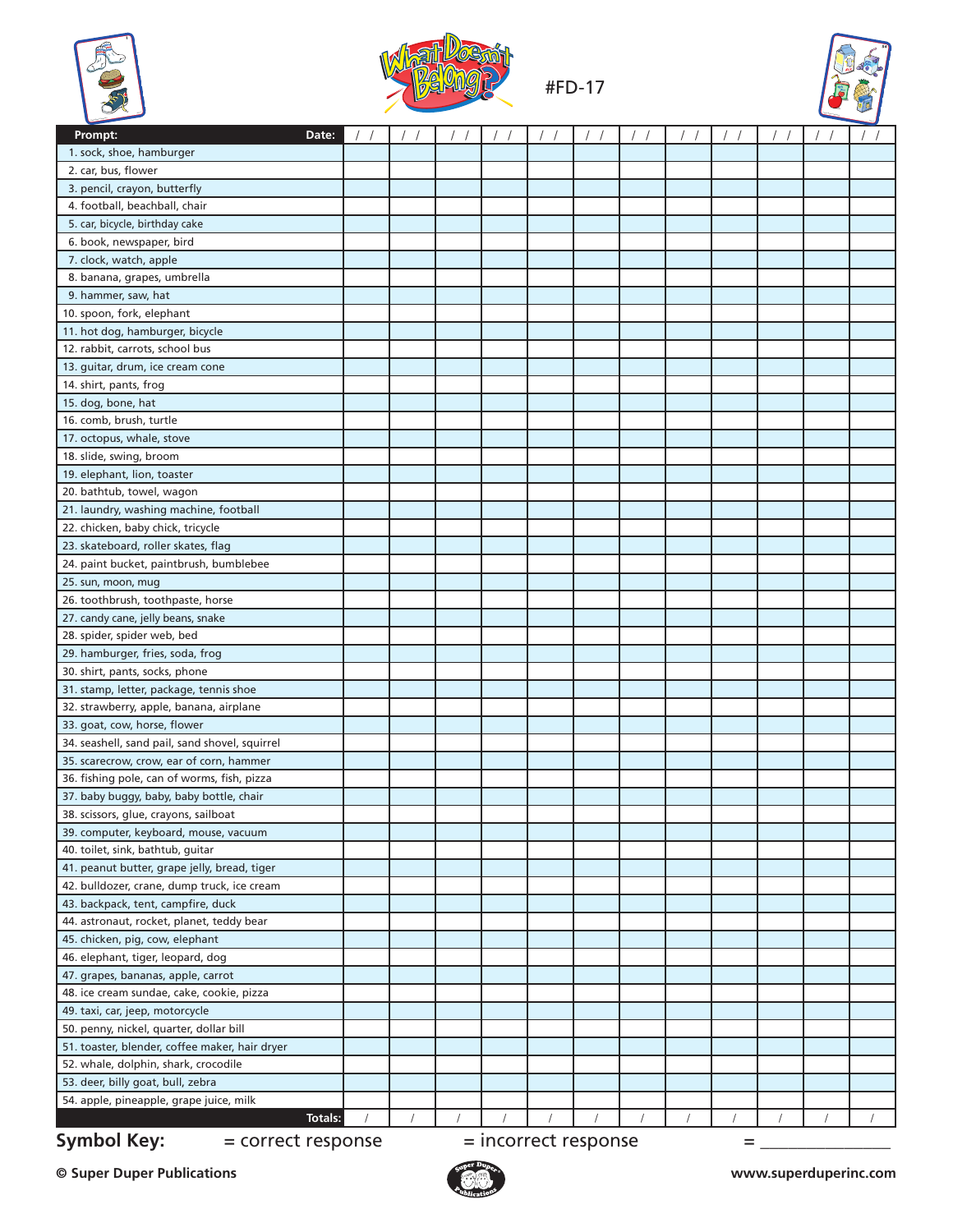# What Doesn't Belong?

#FD-17

| Prompt: Date: | / / | / / | / / | / / | / / | / / | / / | / / | / / | / / | / / | / / |
|---|---|---|---|---|---|---|---|---|---|---|---|---|
| 1. sock, shoe, hamburger | | | | | | | | | | | | |
| 2. car, bus, flower | | | | | | | | | | | | |
| 3. pencil, crayon, butterfly | | | | | | | | | | | | |
| 4. football, beachball, chair | | | | | | | | | | | | |
| 5. car, bicycle, birthday cake | | | | | | | | | | | | |
| 6. book, newspaper, bird | | | | | | | | | | | | |
| 7. clock, watch, apple | | | | | | | | | | | | |
| 8. banana, grapes, umbrella | | | | | | | | | | | | |
| 9. hammer, saw, hat | | | | | | | | | | | | |
| 10. spoon, fork, elephant | | | | | | | | | | | | |
| 11. hot dog, hamburger, bicycle | | | | | | | | | | | | |
| 12. rabbit, carrots, school bus | | | | | | | | | | | | |
| 13. guitar, drum, ice cream cone | | | | | | | | | | | | |
| 14. shirt, pants, frog | | | | | | | | | | | | |
| 15. dog, bone, hat | | | | | | | | | | | | |
| 16. comb, brush, turtle | | | | | | | | | | | | |
| 17. octopus, whale, stove | | | | | | | | | | | | |
| 18. slide, swing, broom | | | | | | | | | | | | |
| 19. elephant, lion, toaster | | | | | | | | | | | | |
| 20. bathtub, towel, wagon | | | | | | | | | | | | |
| 21. laundry, washing machine, football | | | | | | | | | | | | |
| 22. chicken, baby chick, tricycle | | | | | | | | | | | | |
| 23. skateboard, roller skates, flag | | | | | | | | | | | | |
| 24. paint bucket, paintbrush, bumblebee | | | | | | | | | | | | |
| 25. sun, moon, mug | | | | | | | | | | | | |
| 26. toothbrush, toothpaste, horse | | | | | | | | | | | | |
| 27. candy cane, jelly beans, snake | | | | | | | | | | | | |
| 28. spider, spider web, bed | | | | | | | | | | | | |
| 29. hamburger, fries, soda, frog | | | | | | | | | | | | |
| 30. shirt, pants, socks, phone | | | | | | | | | | | | |
| 31. stamp, letter, package, tennis shoe | | | | | | | | | | | | |
| 32. strawberry, apple, banana, airplane | | | | | | | | | | | | |
| 33. goat, cow, horse, flower | | | | | | | | | | | | |
| 34. seashell, sand pail, sand shovel, squirrel | | | | | | | | | | | | |
| 35. scarecrow, crow, ear of corn, hammer | | | | | | | | | | | | |
| 36. fishing pole, can of worms, fish, pizza | | | | | | | | | | | | |
| 37. baby buggy, baby, baby bottle, chair | | | | | | | | | | | | |
| 38. scissors, glue, crayons, sailboat | | | | | | | | | | | | |
| 39. computer, keyboard, mouse, vacuum | | | | | | | | | | | | |
| 40. toilet, sink, bathtub, guitar | | | | | | | | | | | | |
| 41. peanut butter, grape jelly, bread, tiger | | | | | | | | | | | | |
| 42. bulldozer, crane, dump truck, ice cream | | | | | | | | | | | | |
| 43. backpack, tent, campfire, duck | | | | | | | | | | | | |
| 44. astronaut, rocket, planet, teddy bear | | | | | | | | | | | | |
| 45. chicken, pig, cow, elephant | | | | | | | | | | | | |
| 46. elephant, tiger, leopard, dog | | | | | | | | | | | | |
| 47. grapes, bananas, apple, carrot | | | | | | | | | | | | |
| 48. ice cream sundae, cake, cookie, pizza | | | | | | | | | | | | |
| 49. taxi, car, jeep, motorcycle | | | | | | | | | | | | |
| 50. penny, nickel, quarter, dollar bill | | | | | | | | | | | | |
| 51. toaster, blender, coffee maker, hair dryer | | | | | | | | | | | | |
| 52. whale, dolphin, shark, crocodile | | | | | | | | | | | | |
| 53. deer, billy goat, bull, zebra | | | | | | | | | | | | |
| 54. apple, pineapple, grape juice, milk | | | | | | | | | | | | |
| Totals: | / | / | / | / | / | / | / | / | / | / | / | / |

**Symbol Key:** = correct response = incorrect response = _______________

© Super Duper Publications www.superduperinc.com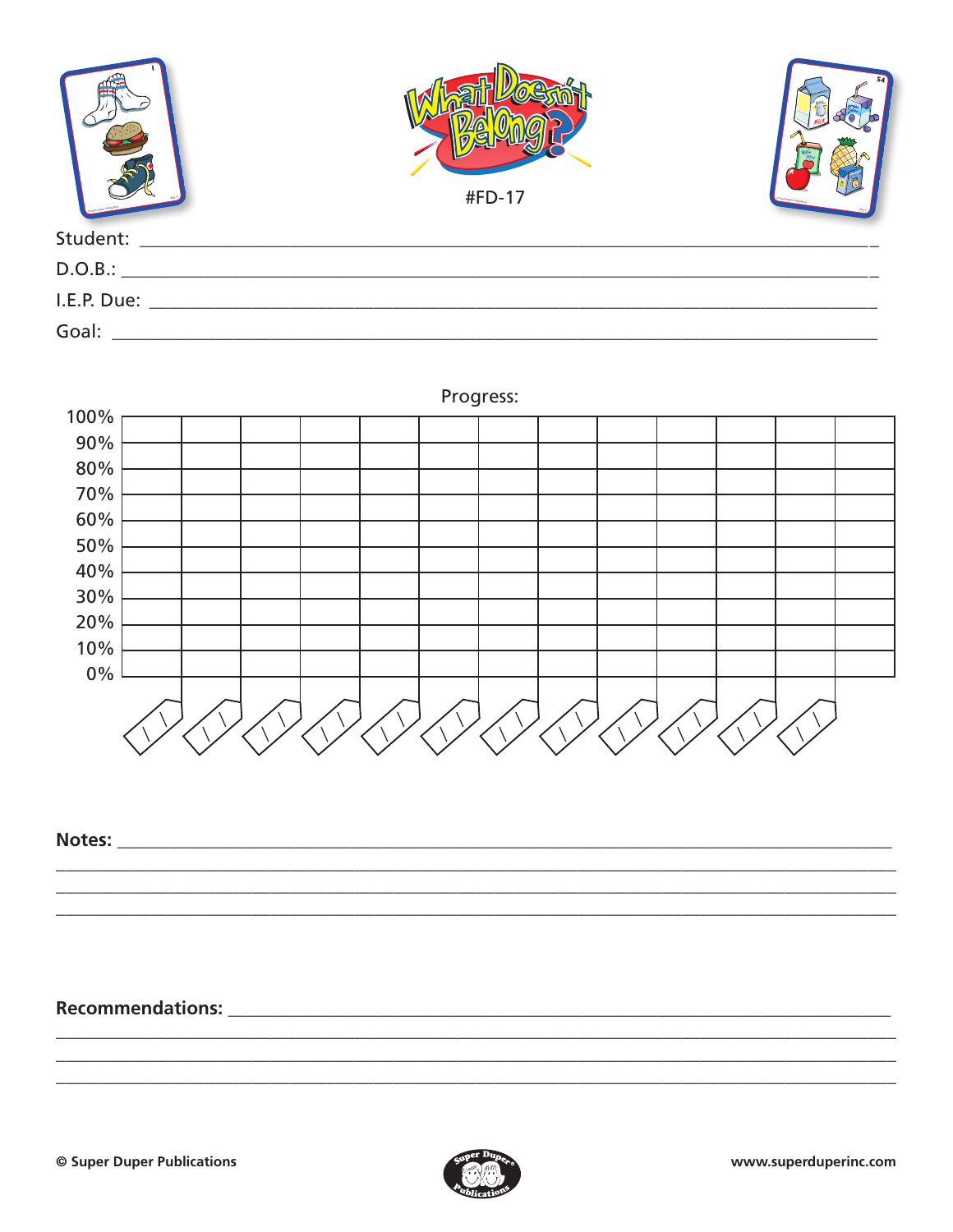# What Doesn't Belong?

#FD-17

Student: ______________________________

D.O.B.: ______________________________

I.E.P. Due: ______________________________

Goal: ______________________________

Progress:

100%
90%
80%
70%
60%
50%
40%
30%
20%
10%
0%

**Notes:** ______________________________

______________________________

______________________________

______________________________

**Recommendations:** ______________________________

______________________________

______________________________

______________________________

**© Super Duper Publications** **www.superduperinc.com**